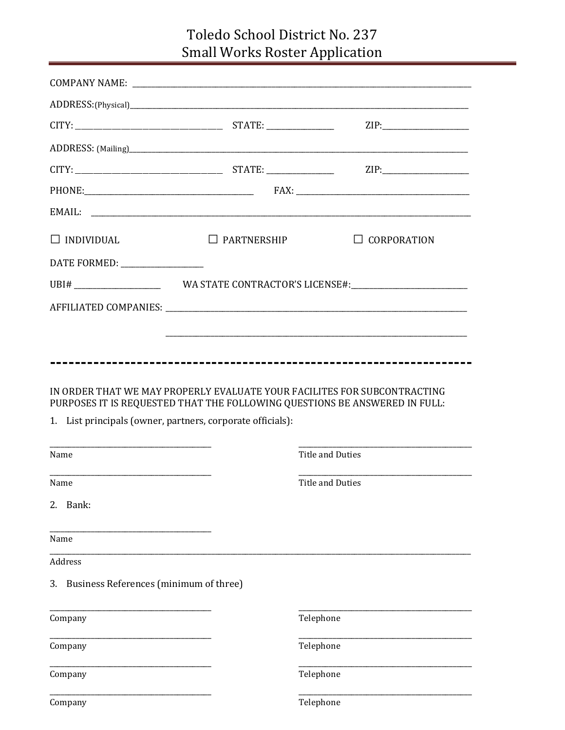# Toledo School District No. 237
## Small Works Roster Application

COMPANY NAME: ______________________________________________

ADDRESS: (Physical) ______________________________________________

CITY: ____________________ STATE: __________ ZIP: ____________

ADDRESS: (Mailing) ______________________________________________

CITY: ____________________ STATE: __________ ZIP: ____________

PHONE: ______________________ FAX: ______________________

EMAIL: ______________________________________________

☐ INDIVIDUAL ☐ PARTNERSHIP ☐ CORPORATION

DATE FORMED: ____________

UBI# ____________ WA STATE CONTRACTOR'S LICENSE#: ______________

AFFILIATED COMPANIES: ______________________________________________

______________________________________________

---

IN ORDER THAT WE MAY PROPERLY EVALUATE YOUR FACILITES FOR SUBCONTRACTING PURPOSES IT IS REQUESTED THAT THE FOLLOWING QUESTIONS BE ANSWERED IN FULL:

1. List principals (owner, partners, corporate officials):

| Name | Title and Duties |
|---|---|
| ______________________ | ______________________ |
| ______________________ | ______________________ |

2. Bank:

______________________
Name

______________________________________________
Address

3. Business References (minimum of three)

| Company | Telephone |
|---|---|
| ______________________ | ______________________ |
| ______________________ | ______________________ |
| ______________________ | ______________________ |
| ______________________ | ______________________ |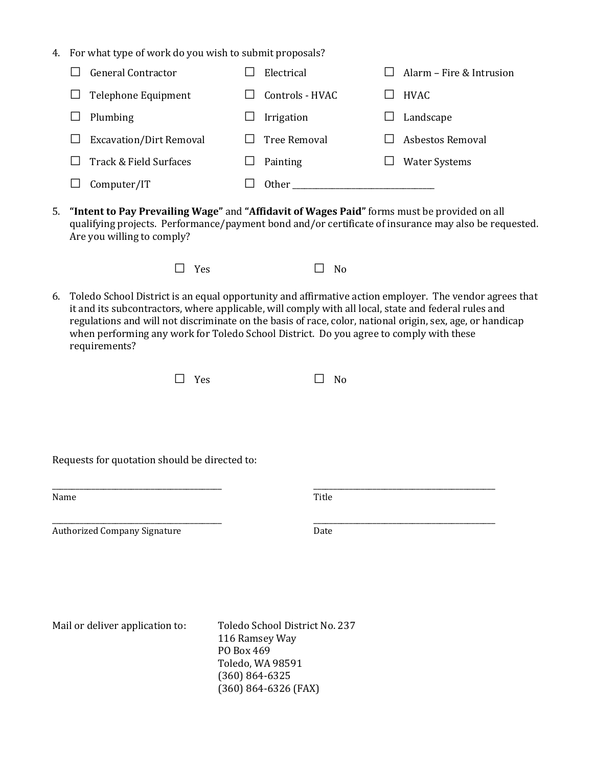4. For what type of work do you wish to submit proposals?

| | | |
|---|---|---|
| ☐ General Contractor | ☐ Electrical | ☐ Alarm – Fire & Intrusion |
| ☐ Telephone Equipment | ☐ Controls - HVAC | ☐ HVAC |
| ☐ Plumbing | ☐ Irrigation | ☐ Landscape |
| ☐ Excavation/Dirt Removal | ☐ Tree Removal | ☐ Asbestos Removal |
| ☐ Track & Field Surfaces | ☐ Painting | ☐ Water Systems |
| ☐ Computer/IT | ☐ Other ______________________________ | |

5. **"Intent to Pay Prevailing Wage"** and **"Affidavit of Wages Paid"** forms must be provided on all qualifying projects. Performance/payment bond and/or certificate of insurance may also be requested. Are you willing to comply?

   ☐ Yes ☐ No

6. Toledo School District is an equal opportunity and affirmative action employer. The vendor agrees that it and its subcontractors, where applicable, will comply with all local, state and federal rules and regulations and will not discriminate on the basis of race, color, national origin, sex, age, or handicap when performing any work for Toledo School District. Do you agree to comply with these requirements?

   ☐ Yes ☐ No

Requests for quotation should be directed to:

| | |
|---|---|
| ______________________________ | ______________________________ |
| Name | Title |
| ______________________________ | ______________________________ |
| Authorized Company Signature | Date |

Mail or deliver application to:

Toledo School District No. 237
116 Ramsey Way
PO Box 469
Toledo, WA 98591
(360) 864-6325
(360) 864-6326 (FAX)